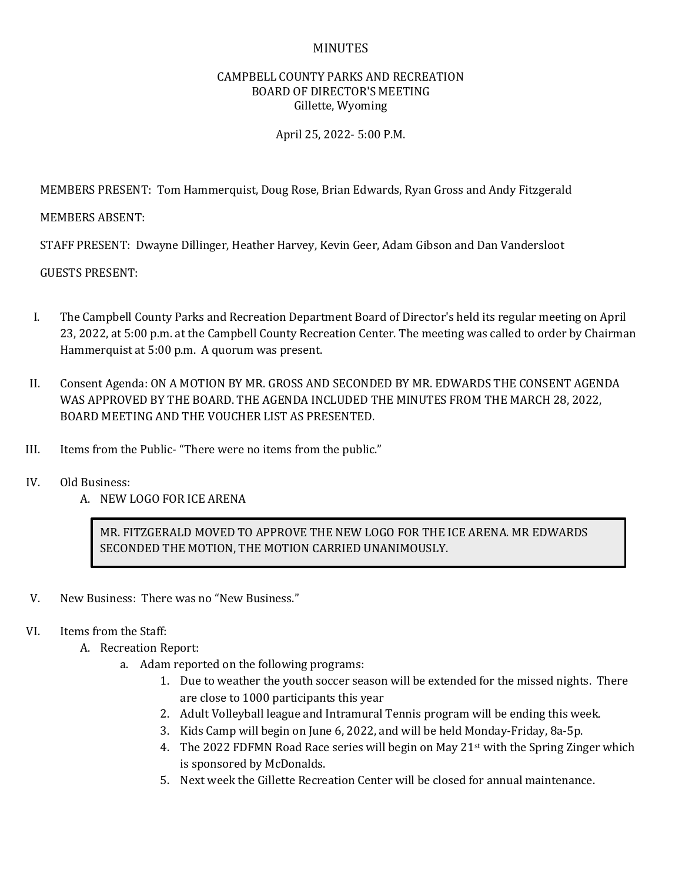# MINUTES

## CAMPBELL COUNTY PARKS AND RECREATION
## BOARD OF DIRECTOR'S MEETING
Gillette, Wyoming

April 25, 2022- 5:00 P.M.

MEMBERS PRESENT: Tom Hammerquist, Doug Rose, Brian Edwards, Ryan Gross and Andy Fitzgerald

MEMBERS ABSENT:

STAFF PRESENT: Dwayne Dillinger, Heather Harvey, Kevin Geer, Adam Gibson and Dan Vandersloot

GUESTS PRESENT:

I. The Campbell County Parks and Recreation Department Board of Director's held its regular meeting on April 23, 2022, at 5:00 p.m. at the Campbell County Recreation Center. The meeting was called to order by Chairman Hammerquist at 5:00 p.m. A quorum was present.

II. Consent Agenda: ON A MOTION BY MR. GROSS AND SECONDED BY MR. EDWARDS THE CONSENT AGENDA WAS APPROVED BY THE BOARD. THE AGENDA INCLUDED THE MINUTES FROM THE MARCH 28, 2022, BOARD MEETING AND THE VOUCHER LIST AS PRESENTED.

III. Items from the Public- "There were no items from the public."

IV. Old Business:
   A. NEW LOGO FOR ICE ARENA

   > MR. FITZGERALD MOVED TO APPROVE THE NEW LOGO FOR THE ICE ARENA. MR EDWARDS SECONDED THE MOTION, THE MOTION CARRIED UNANIMOUSLY.

V. New Business: There was no "New Business."

VI. Items from the Staff:
   A. Recreation Report:
      a. Adam reported on the following programs:
         1. Due to weather the youth soccer season will be extended for the missed nights. There are close to 1000 participants this year
         2. Adult Volleyball league and Intramural Tennis program will be ending this week.
         3. Kids Camp will begin on June 6, 2022, and will be held Monday-Friday, 8a-5p.
         4. The 2022 FDFMN Road Race series will begin on May 21st with the Spring Zinger which is sponsored by McDonalds.
         5. Next week the Gillette Recreation Center will be closed for annual maintenance.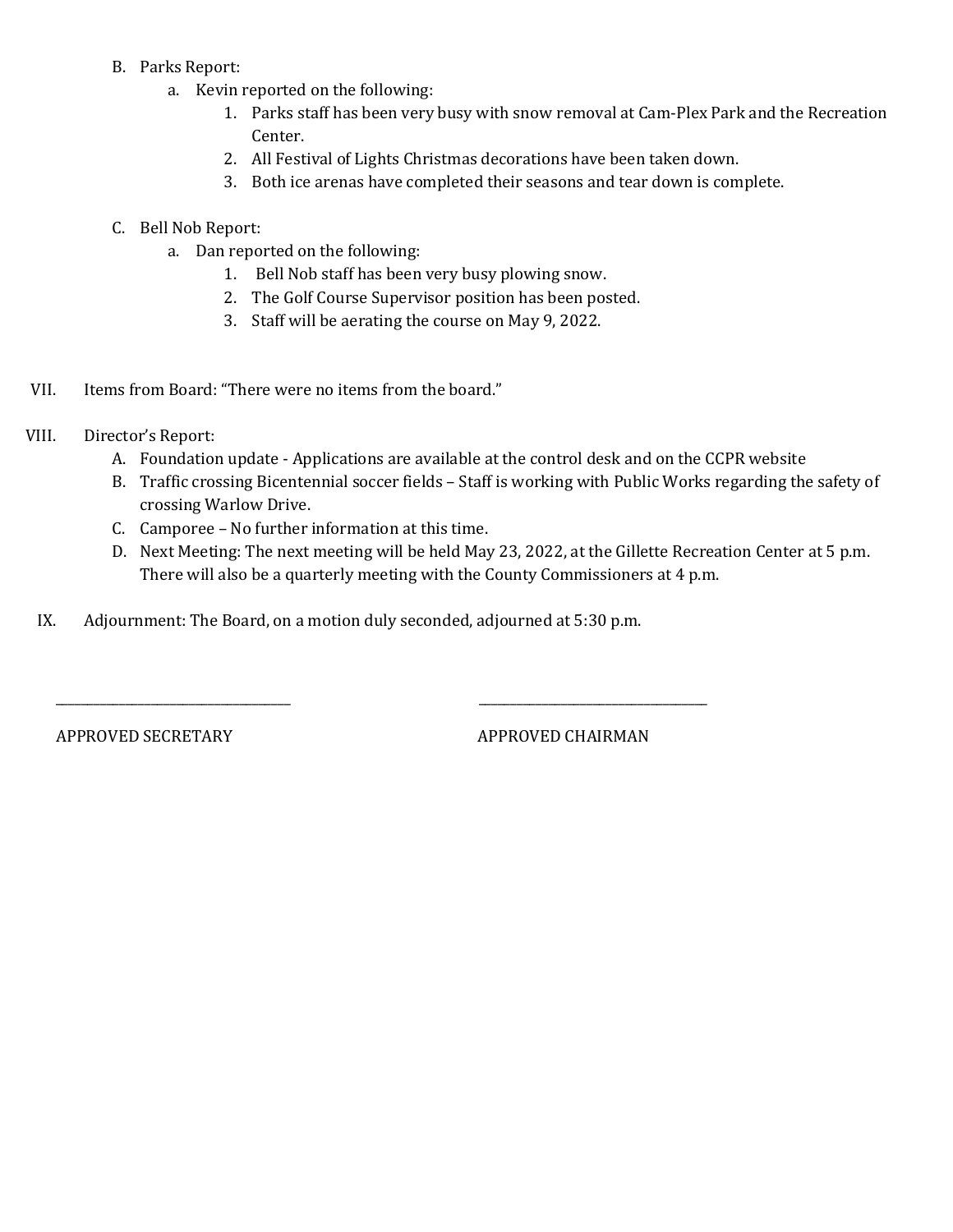B. Parks Report:
   a. Kevin reported on the following:
      1. Parks staff has been very busy with snow removal at Cam-Plex Park and the Recreation Center.
      2. All Festival of Lights Christmas decorations have been taken down.
      3. Both ice arenas have completed their seasons and tear down is complete.

C. Bell Nob Report:
   a. Dan reported on the following:
      1. Bell Nob staff has been very busy plowing snow.
      2. The Golf Course Supervisor position has been posted.
      3. Staff will be aerating the course on May 9, 2022.

VII. Items from Board: "There were no items from the board."

VIII. Director's Report:
   A. Foundation update - Applications are available at the control desk and on the CCPR website
   B. Traffic crossing Bicentennial soccer fields – Staff is working with Public Works regarding the safety of crossing Warlow Drive.
   C. Camporee – No further information at this time.
   D. Next Meeting: The next meeting will be held May 23, 2022, at the Gillette Recreation Center at 5 p.m. There will also be a quarterly meeting with the County Commissioners at 4 p.m.

IX. Adjournment: The Board, on a motion duly seconded, adjourned at 5:30 p.m.

\_\_\_\_\_\_\_\_\_\_\_\_\_\_\_\_\_\_\_\_\_\_\_\_\_\_\_\_\_\_\_\_ \_\_\_\_\_\_\_\_\_\_\_\_\_\_\_\_\_\_\_\_\_\_\_\_\_\_\_\_\_\_\_\_

APPROVED SECRETARY APPROVED CHAIRMAN